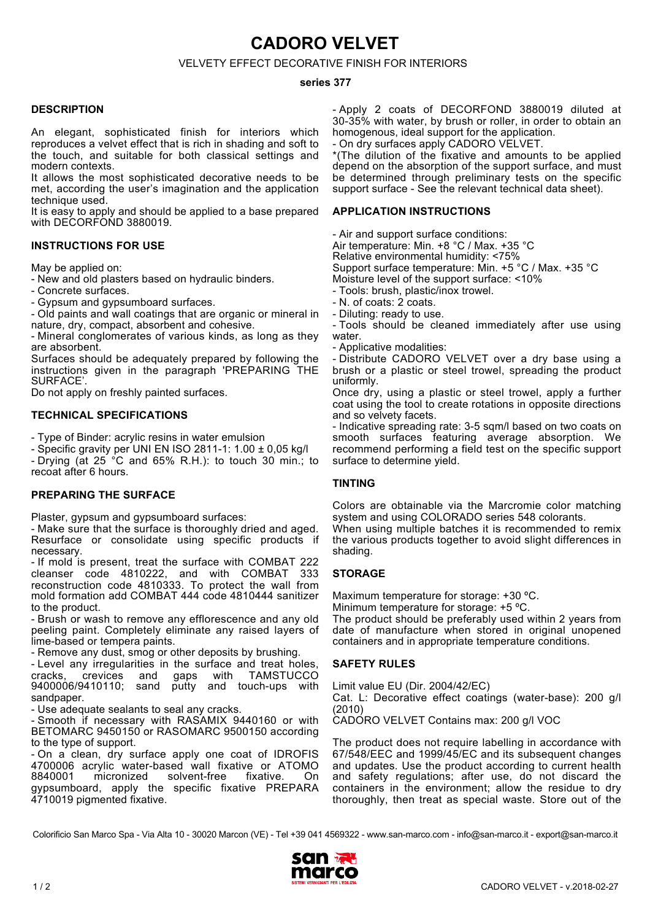# CADORO VELVET

VELVETY EFFECT DECORATIVE FINISH FOR INTERIORS

**series 377**

## DESCRIPTION

An elegant, sophisticated finish for interiors which reproduces a velvet effect that is rich in shading and soft to the touch, and suitable for both classical settings and modern contexts.

It allows the most sophisticated decorative needs to be met, according the user's imagination and the application technique used.

It is easy to apply and should be applied to a base prepared with DECORFOND 3880019.

## INSTRUCTIONS FOR USE

May be applied on:

- New and old plasters based on hydraulic binders.
- Concrete surfaces.
- Gypsum and gypsumboard surfaces.
- Old paints and wall coatings that are organic or mineral in nature, dry, compact, absorbent and cohesive.
- Mineral conglomerates of various kinds, as long as they are absorbent.

Surfaces should be adequately prepared by following the instructions given in the paragraph 'PREPARING THE SURFACE'.

Do not apply on freshly painted surfaces.

## TECHNICAL SPECIFICATIONS

- Type of Binder: acrylic resins in water emulsion
- Specific gravity per UNI EN ISO 2811-1: 1.00 ± 0,05 kg/l
- Drying (at 25 °C and 65% R.H.): to touch 30 min.; to recoat after 6 hours.

## PREPARING THE SURFACE

Plaster, gypsum and gypsumboard surfaces:

- Make sure that the surface is thoroughly dried and aged. Resurface or consolidate using specific products if necessary.
- If mold is present, treat the surface with COMBAT 222 cleanser code 4810222, and with COMBAT 333 reconstruction code 4810333. To protect the wall from mold formation add COMBAT 444 code 4810444 sanitizer to the product.
- Brush or wash to remove any efflorescence and any old peeling paint. Completely eliminate any raised layers of lime-based or tempera paints.
- Remove any dust, smog or other deposits by brushing.
- Level any irregularities in the surface and treat holes, cracks, crevices and gaps with TAMSTUCCO 9400006/9410110; sand putty and touch-ups with sandpaper.
- Use adequate sealants to seal any cracks.
- Smooth if necessary with RASAMIX 9440160 or with BETOMARC 9450150 or RASOMARC 9500150 according to the type of support.
- On a clean, dry surface apply one coat of IDROFIS 4700006 acrylic water-based wall fixative or ATOMO 8840001 micronized solvent-free fixative. On gypsumboard, apply the specific fixative PREPARA 4710019 pigmented fixative.
- Apply 2 coats of DECORFOND 3880019 diluted at 30-35% with water, by brush or roller, in order to obtain an homogenous, ideal support for the application.
- On dry surfaces apply CADORO VELVET.

*(The dilution of the fixative and amounts to be applied depend on the absorption of the support surface, and must be determined through preliminary tests on the specific support surface - See the relevant technical data sheet).

## APPLICATION INSTRUCTIONS

- Air and support surface conditions:
  Air temperature: Min. +8 °C / Max. +35 °C
  Relative environmental humidity: <75%
  Support surface temperature: Min. +5 °C / Max. +35 °C
  Moisture level of the support surface: <10%
- Tools: brush, plastic/inox trowel.
- N. of coats: 2 coats.
- Diluting: ready to use.
- Tools should be cleaned immediately after use using water.
- Applicative modalities:
- Distribute CADORO VELVET over a dry base using a brush or a plastic or steel trowel, spreading the product uniformly.

Once dry, using a plastic or steel trowel, apply a further coat using the tool to create rotations in opposite directions and so velvety facets.

- Indicative spreading rate: 3-5 sqm/l based on two coats on smooth surfaces featuring average absorption. We recommend performing a field test on the specific support surface to determine yield.

## TINTING

Colors are obtainable via the Marcromie color matching system and using COLORADO series 548 colorants.

When using multiple batches it is recommended to remix the various products together to avoid slight differences in shading.

## STORAGE

Maximum temperature for storage: +30 ºC.
Minimum temperature for storage: +5 ºC.
The product should be preferably used within 2 years from date of manufacture when stored in original unopened containers and in appropriate temperature conditions.

## SAFETY RULES

Limit value EU (Dir. 2004/42/EC)
Cat. L: Decorative effect coatings (water-base): 200 g/l (2010)
CADORO VELVET Contains max: 200 g/l VOC

The product does not require labelling in accordance with 67/548/EEC and 1999/45/EC and its subsequent changes and updates. Use the product according to current health and safety regulations; after use, do not discard the containers in the environment; allow the residue to dry thoroughly, then treat as special waste. Store out of the

Colorificio San Marco Spa - Via Alta 10 - 30020 Marcon (VE) - Tel +39 041 4569322 - www.san-marco.com - info@san-marco.it - export@san-marco.it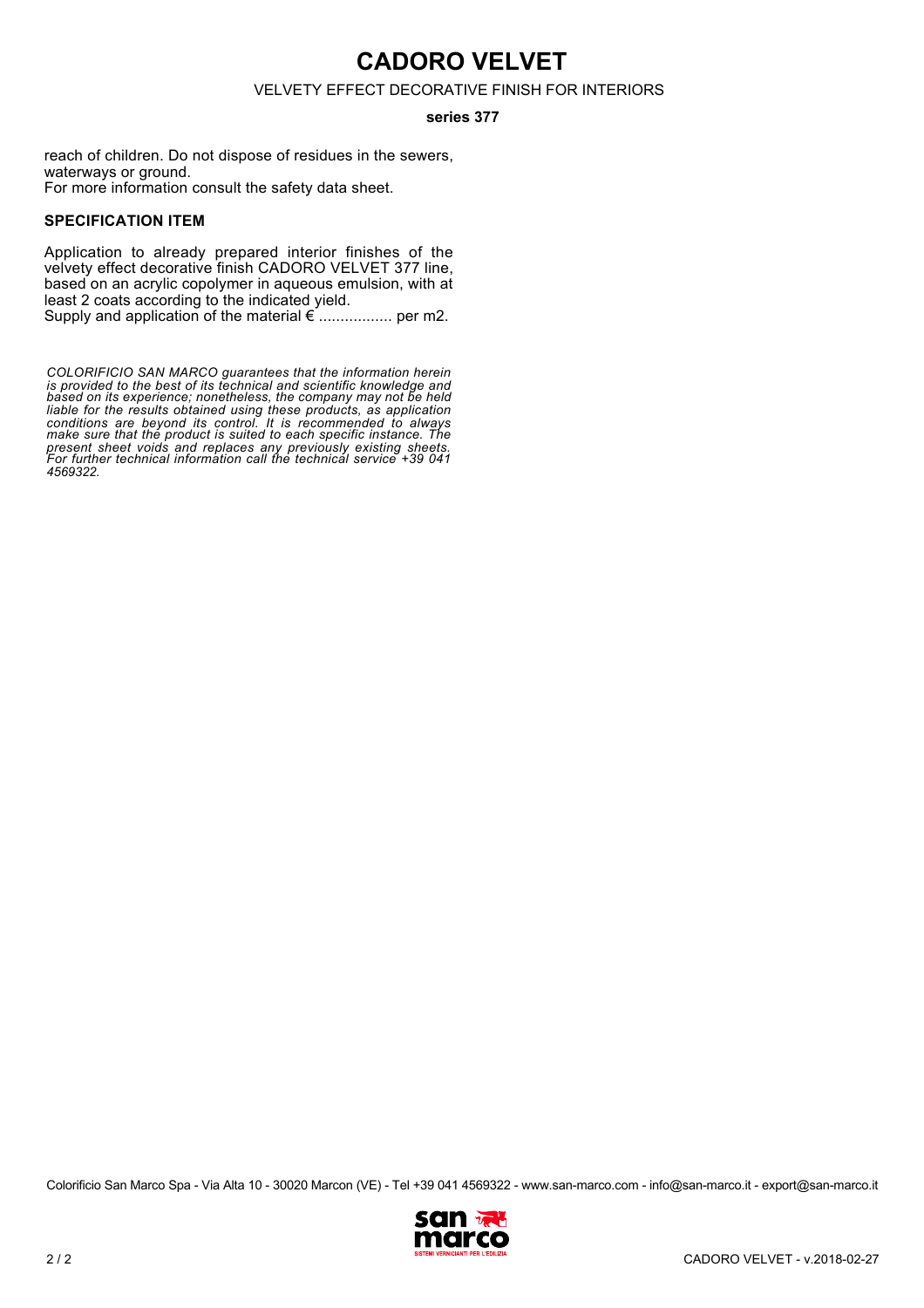reach of children. Do not dispose of residues in the sewers, waterways or ground.
For more information consult the safety data sheet.

## SPECIFICATION ITEM

Application to already prepared interior finishes of the velvety effect decorative finish CADORO VELVET 377 line, based on an acrylic copolymer in aqueous emulsion, with at least 2 coats according to the indicated yield.
Supply and application of the material € ................. per m2.

*COLORIFICIO SAN MARCO guarantees that the information herein is provided to the best of its technical and scientific knowledge and based on its experience; nonetheless, the company may not be held liable for the results obtained using these products, as application conditions are beyond its control. It is recommended to always make sure that the product is suited to each specific instance. The present sheet voids and replaces any previously existing sheets. For further technical information call the technical service +39 041 4569322.*